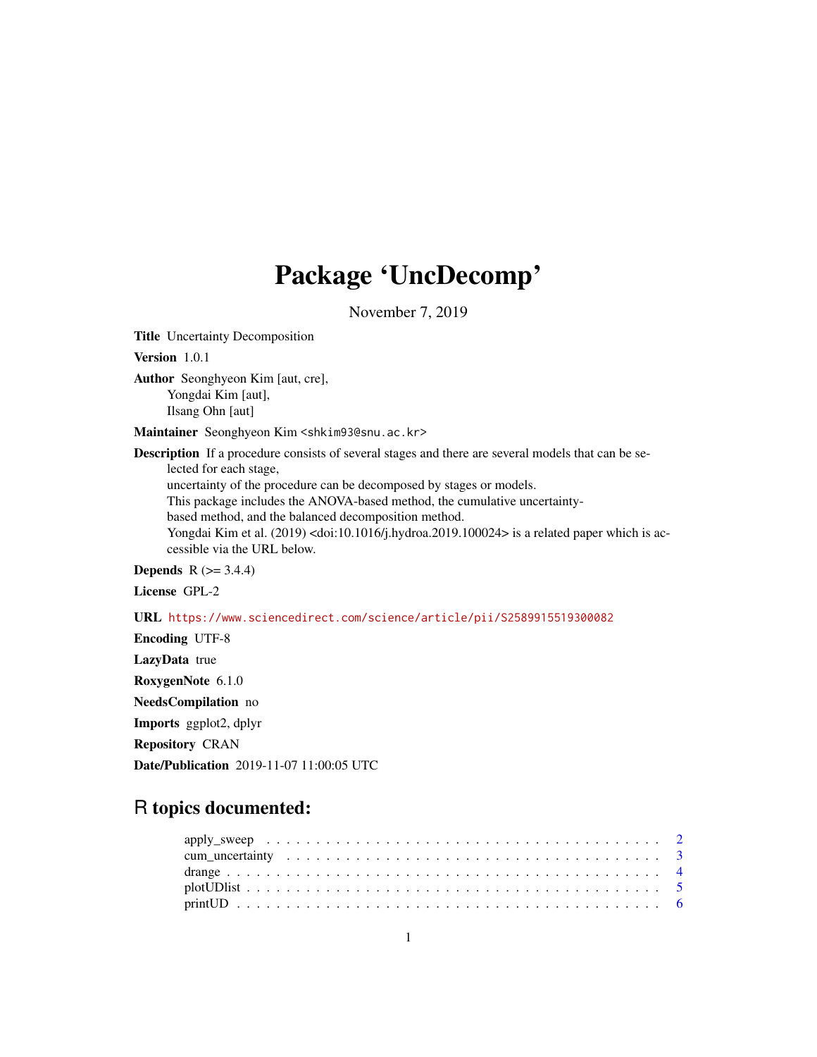# Package ‘UncDecomp’

November 7, 2019

**Title** Uncertainty Decomposition

**Version** 1.0.1

**Author** Seonghyeon Kim [aut, cre],
Yongdai Kim [aut],
Ilsang Ohn [aut]

**Maintainer** Seonghyeon Kim <shkim93@snu.ac.kr>

**Description** If a procedure consists of several stages and there are several models that can be selected for each stage,
uncertainty of the procedure can be decomposed by stages or models.
This package includes the ANOVA-based method, the cumulative uncertainty-based method, and the balanced decomposition method.
Yongdai Kim et al. (2019) <doi:10.1016/j.hydroa.2019.100024> is a related paper which is accessible via the URL below.

**Depends** R (>= 3.4.4)

**License** GPL-2

**URL** https://www.sciencedirect.com/science/article/pii/S2589915519300082

**Encoding** UTF-8

**LazyData** true

**RoxygenNote** 6.1.0

**NeedsCompilation** no

**Imports** ggplot2, dplyr

**Repository** CRAN

**Date/Publication** 2019-11-07 11:00:05 UTC

## R topics documented:

- apply_sweep . . . . . . . . . . . . . . . . . . . . . . . . . . . . . . . . . . . . . . . . 2
- cum_uncertainty . . . . . . . . . . . . . . . . . . . . . . . . . . . . . . . . . . . . . . 3
- drange . . . . . . . . . . . . . . . . . . . . . . . . . . . . . . . . . . . . . . . . . . . 4
- plotUDlist . . . . . . . . . . . . . . . . . . . . . . . . . . . . . . . . . . . . . . . . . 5
- printUD . . . . . . . . . . . . . . . . . . . . . . . . . . . . . . . . . . . . . . . . . . 6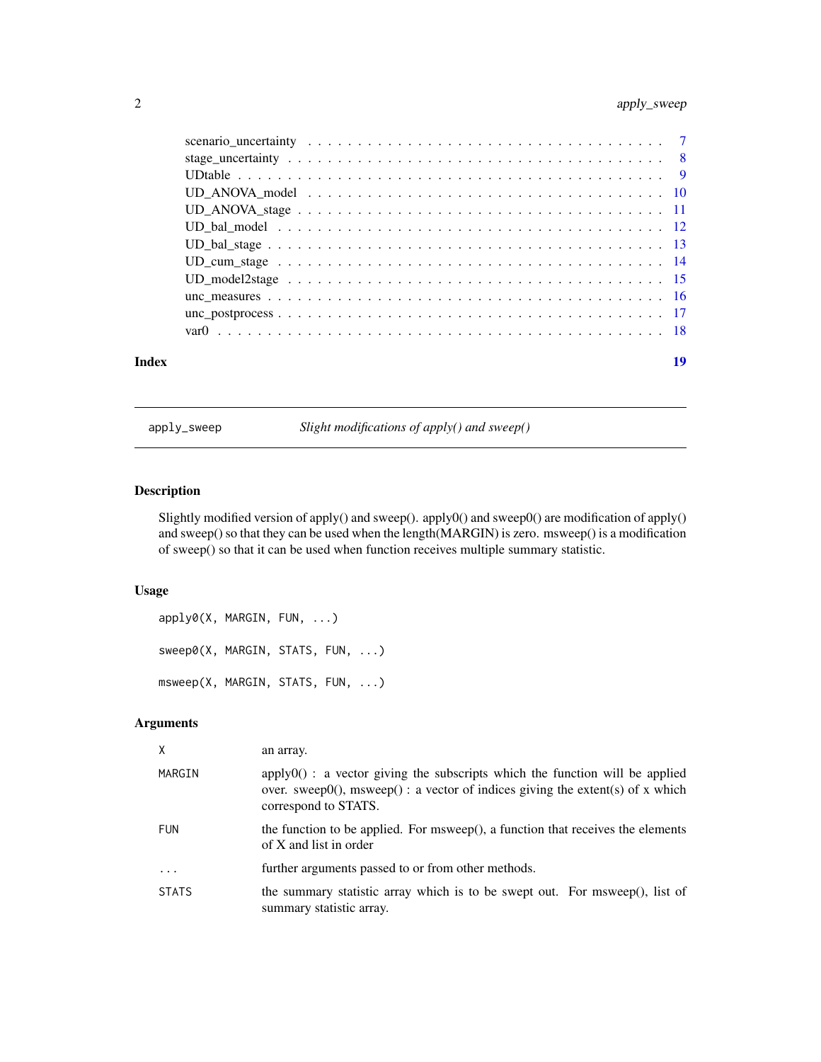scenario_uncertainty . . . . . . . . . . . . . . . . . . . . . . . . . . . . . . . . . . . 7
stage_uncertainty . . . . . . . . . . . . . . . . . . . . . . . . . . . . . . . . . . . . . 8
UDtable . . . . . . . . . . . . . . . . . . . . . . . . . . . . . . . . . . . . . . . . . . . 9
UD_ANOVA_model . . . . . . . . . . . . . . . . . . . . . . . . . . . . . . . . . . . . 10
UD_ANOVA_stage . . . . . . . . . . . . . . . . . . . . . . . . . . . . . . . . . . . . 11
UD_bal_model . . . . . . . . . . . . . . . . . . . . . . . . . . . . . . . . . . . . . . 12
UD_bal_stage . . . . . . . . . . . . . . . . . . . . . . . . . . . . . . . . . . . . . . 13
UD_cum_stage . . . . . . . . . . . . . . . . . . . . . . . . . . . . . . . . . . . . . . 14
UD_model2stage . . . . . . . . . . . . . . . . . . . . . . . . . . . . . . . . . . . . . 15
unc_measures . . . . . . . . . . . . . . . . . . . . . . . . . . . . . . . . . . . . . . 16
unc_postprocess . . . . . . . . . . . . . . . . . . . . . . . . . . . . . . . . . . . . . 17
var0 . . . . . . . . . . . . . . . . . . . . . . . . . . . . . . . . . . . . . . . . . . . 18

**Index** **19**

---

`apply_sweep` *Slight modifications of apply() and sweep()*

---

## Description

Slightly modified version of apply() and sweep(). apply0() and sweep0() are modification of apply() and sweep() so that they can be used when the length(MARGIN) is zero. msweep() is a modification of sweep() so that it can be used when function receives multiple summary statistic.

## Usage

```
apply0(X, MARGIN, FUN, ...)

sweep0(X, MARGIN, STATS, FUN, ...)

msweep(X, MARGIN, STATS, FUN, ...)
```

## Arguments

| | |
|---|---|
| `X` | an array. |
| `MARGIN` | apply0() : a vector giving the subscripts which the function will be applied over. sweep0(), msweep() : a vector of indices giving the extent(s) of x which correspond to STATS. |
| `FUN` | the function to be applied. For msweep(), a function that receives the elements of X and list in order |
| `...` | further arguments passed to or from other methods. |
| `STATS` | the summary statistic array which is to be swept out. For msweep(), list of summary statistic array. |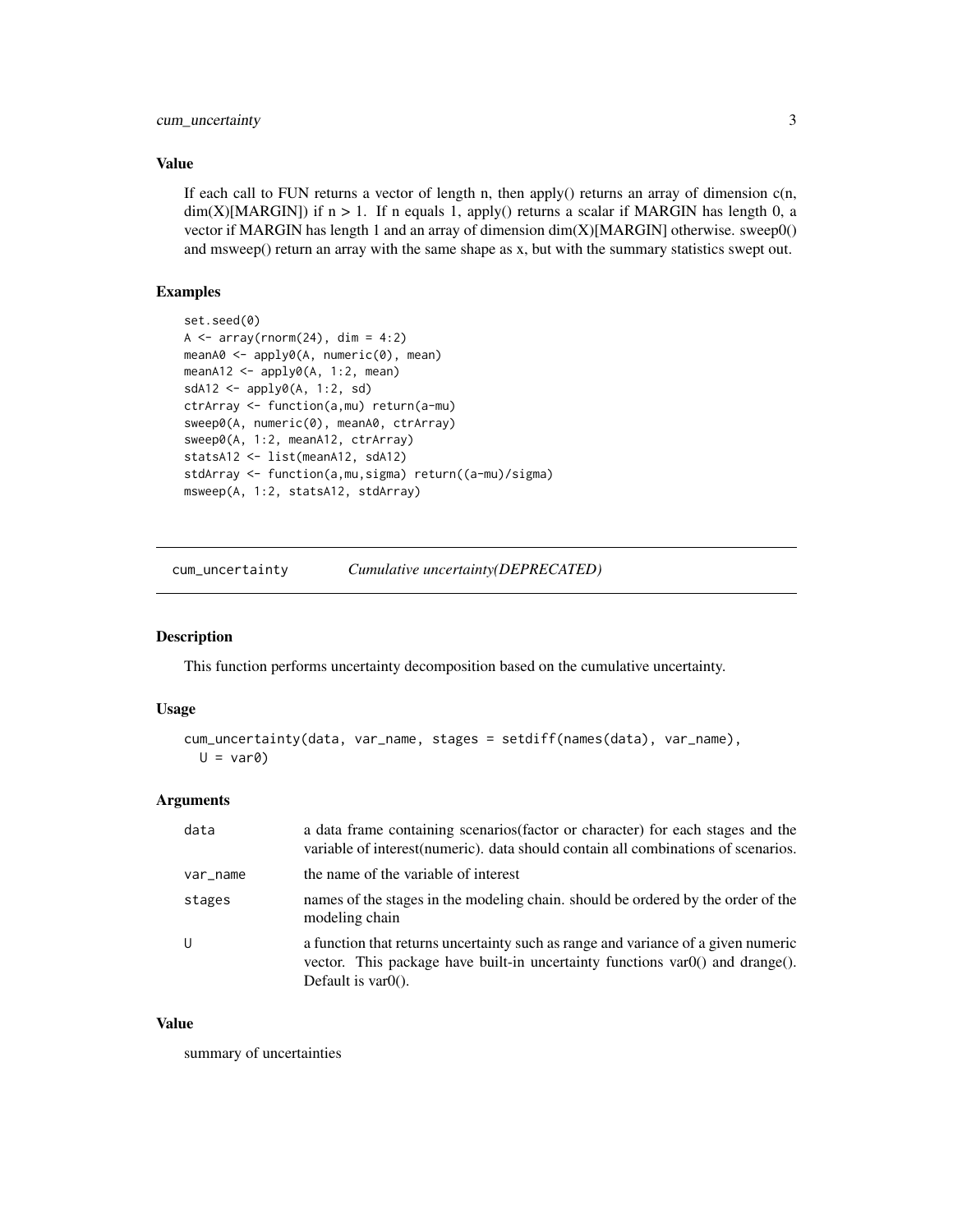### Value

If each call to FUN returns a vector of length n, then apply() returns an array of dimension c(n, dim(X)[MARGIN]) if n > 1. If n equals 1, apply() returns a scalar if MARGIN has length 0, a vector if MARGIN has length 1 and an array of dimension dim(X)[MARGIN] otherwise. sweep0() and msweep() return an array with the same shape as x, but with the summary statistics swept out.

### Examples

```
set.seed(0)
A <- array(rnorm(24), dim = 4:2)
meanA0 <- apply0(A, numeric(0), mean)
meanA12 <- apply0(A, 1:2, mean)
sdA12 <- apply0(A, 1:2, sd)
ctrArray <- function(a,mu) return(a-mu)
sweep0(A, numeric(0), meanA0, ctrArray)
sweep0(A, 1:2, meanA12, ctrArray)
statsA12 <- list(meanA12, sdA12)
stdArray <- function(a,mu,sigma) return((a-mu)/sigma)
msweep(A, 1:2, statsA12, stdArray)
```

## cum_uncertainty — *Cumulative uncertainty(DEPRECATED)*

### Description

This function performs uncertainty decomposition based on the cumulative uncertainty.

### Usage

```
cum_uncertainty(data, var_name, stages = setdiff(names(data), var_name),
  U = var0)
```

### Arguments

| | |
|---|---|
| data | a data frame containing scenarios(factor or character) for each stages and the variable of interest(numeric). data should contain all combinations of scenarios. |
| var_name | the name of the variable of interest |
| stages | names of the stages in the modeling chain. should be ordered by the order of the modeling chain |
| U | a function that returns uncertainty such as range and variance of a given numeric vector. This package have built-in uncertainty functions var0() and drange(). Default is var0(). |

### Value

summary of uncertainties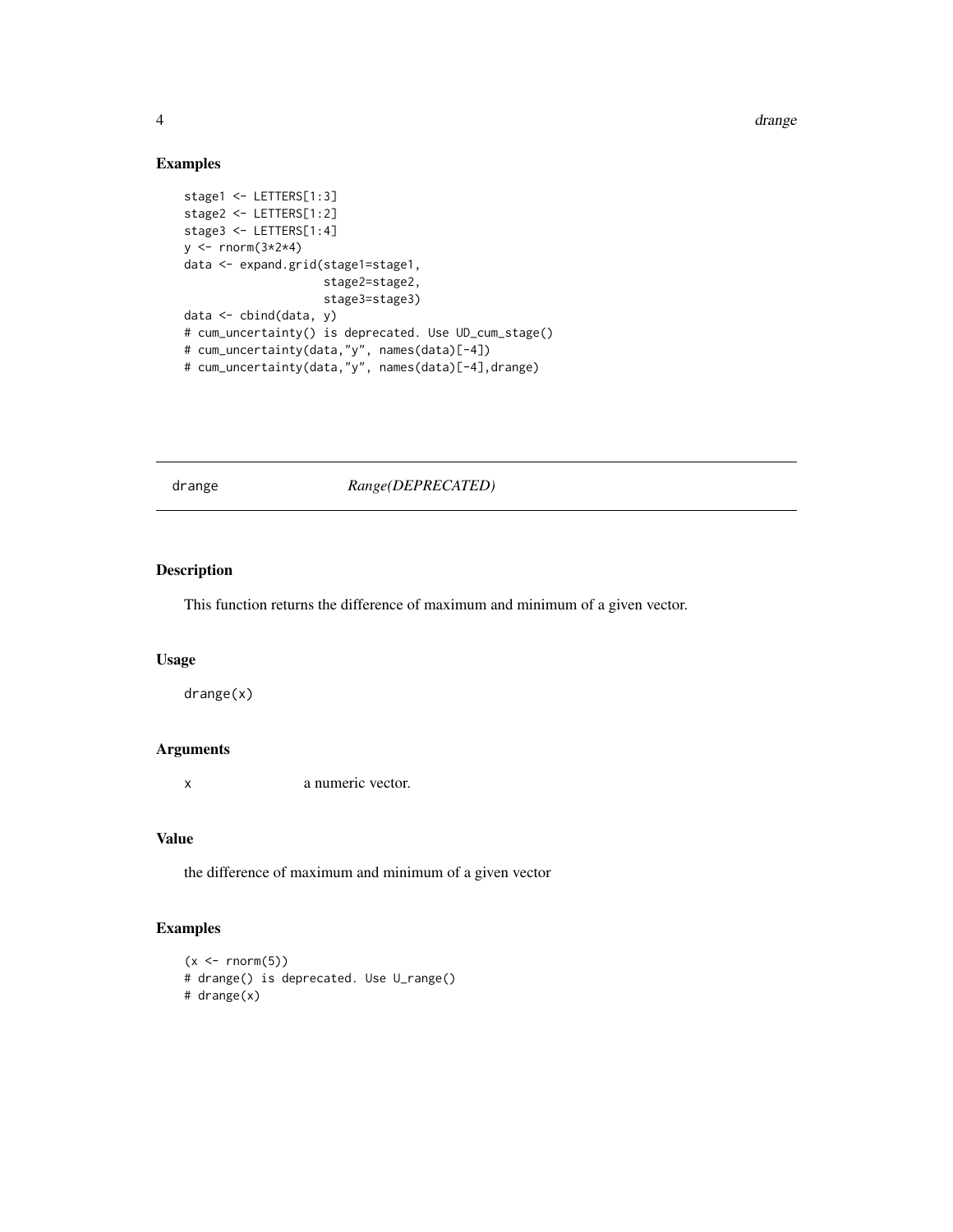## Examples

```
stage1 <- LETTERS[1:3]
stage2 <- LETTERS[1:2]
stage3 <- LETTERS[1:4]
y <- rnorm(3*2*4)
data <- expand.grid(stage1=stage1,
                    stage2=stage2,
                    stage3=stage3)
data <- cbind(data, y)
# cum_uncertainty() is deprecated. Use UD_cum_stage()
# cum_uncertainty(data,"y", names(data)[-4])
# cum_uncertainty(data,"y", names(data)[-4],drange)
```

---

# drange — *Range(DEPRECATED)*

## Description

This function returns the difference of maximum and minimum of a given vector.

## Usage

```
drange(x)
```

## Arguments

| | |
|---|---|
| x | a numeric vector. |

## Value

the difference of maximum and minimum of a given vector

## Examples

```
(x <- rnorm(5))
# drange() is deprecated. Use U_range()
# drange(x)
```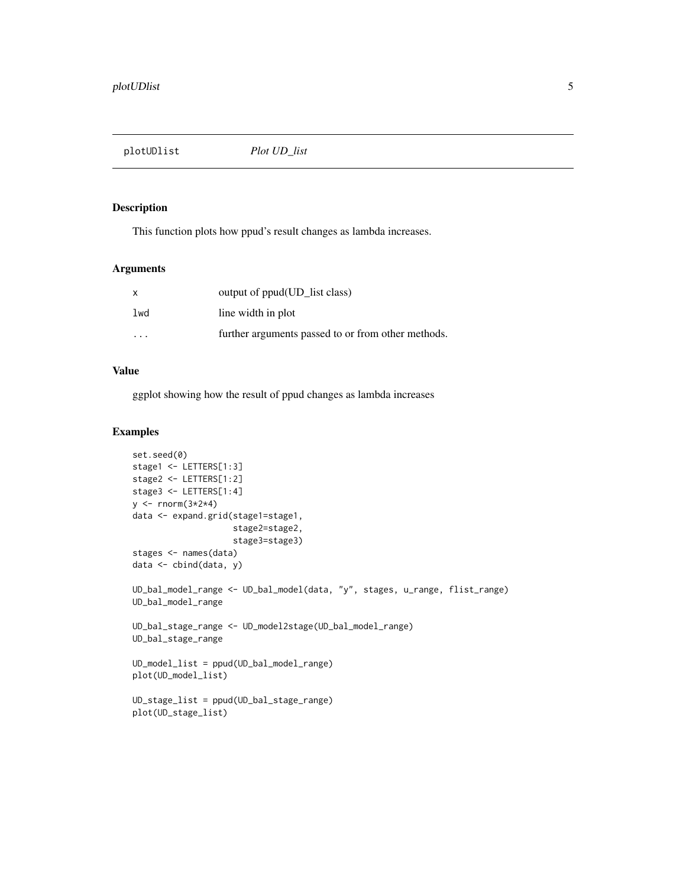## plotUDlist *Plot UD_list*

### Description

This function plots how ppud's result changes as lambda increases.

### Arguments

| | |
|---|---|
| x | output of ppud(UD_list class) |
| lwd | line width in plot |
| ... | further arguments passed to or from other methods. |

### Value

ggplot showing how the result of ppud changes as lambda increases

### Examples

```
set.seed(0)
stage1 <- LETTERS[1:3]
stage2 <- LETTERS[1:2]
stage3 <- LETTERS[1:4]
y <- rnorm(3*2*4)
data <- expand.grid(stage1=stage1,
                    stage2=stage2,
                    stage3=stage3)
stages <- names(data)
data <- cbind(data, y)

UD_bal_model_range <- UD_bal_model(data, "y", stages, u_range, flist_range)
UD_bal_model_range

UD_bal_stage_range <- UD_model2stage(UD_bal_model_range)
UD_bal_stage_range

UD_model_list = ppud(UD_bal_model_range)
plot(UD_model_list)

UD_stage_list = ppud(UD_bal_stage_range)
plot(UD_stage_list)
```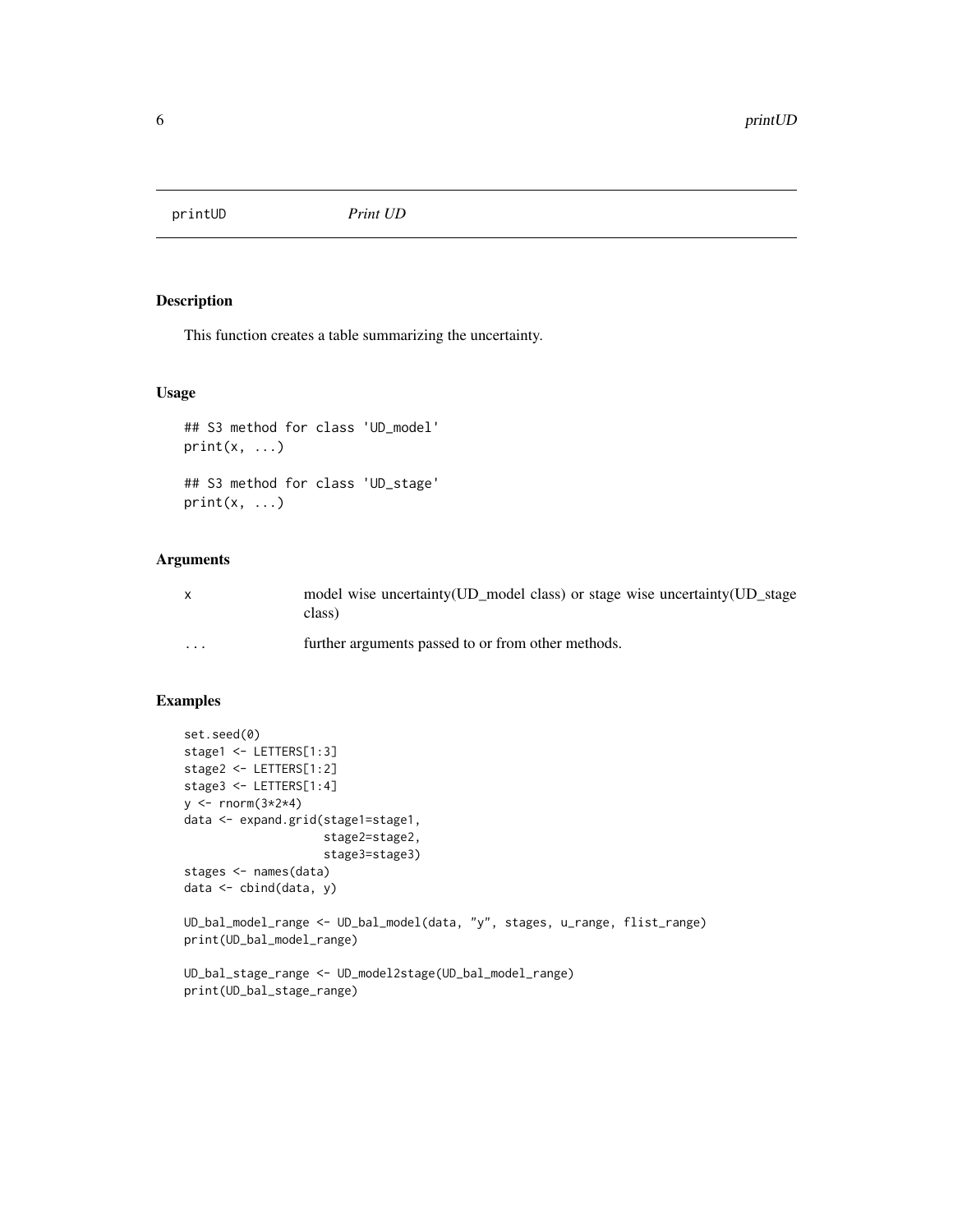# printUD *Print UD*

## Description

This function creates a table summarizing the uncertainty.

## Usage

```
## S3 method for class 'UD_model'
print(x, ...)

## S3 method for class 'UD_stage'
print(x, ...)
```

## Arguments

| | |
|---|---|
| x | model wise uncertainty(UD_model class) or stage wise uncertainty(UD_stage class) |
| ... | further arguments passed to or from other methods. |

## Examples

```
set.seed(0)
stage1 <- LETTERS[1:3]
stage2 <- LETTERS[1:2]
stage3 <- LETTERS[1:4]
y <- rnorm(3*2*4)
data <- expand.grid(stage1=stage1,
                    stage2=stage2,
                    stage3=stage3)
stages <- names(data)
data <- cbind(data, y)

UD_bal_model_range <- UD_bal_model(data, "y", stages, u_range, flist_range)
print(UD_bal_model_range)

UD_bal_stage_range <- UD_model2stage(UD_bal_model_range)
print(UD_bal_stage_range)
```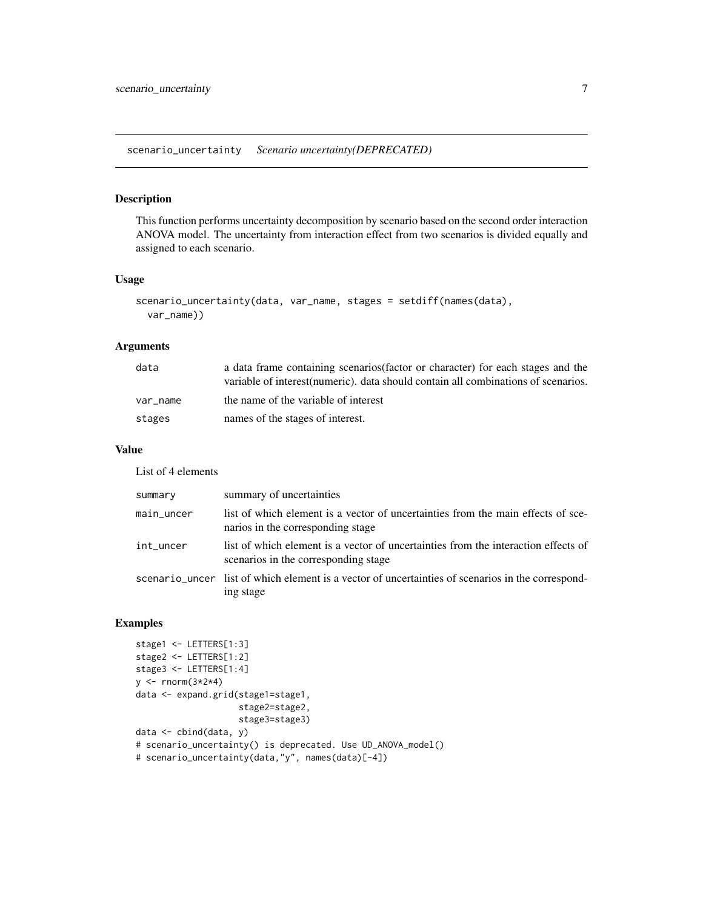## scenario_uncertainty — *Scenario uncertainty(DEPRECATED)*

### Description

This function performs uncertainty decomposition by scenario based on the second order interaction ANOVA model. The uncertainty from interaction effect from two scenarios is divided equally and assigned to each scenario.

### Usage

```
scenario_uncertainty(data, var_name, stages = setdiff(names(data),
  var_name))
```

### Arguments

| | |
|---|---|
| data | a data frame containing scenarios(factor or character) for each stages and the variable of interest(numeric). data should contain all combinations of scenarios. |
| var_name | the name of the variable of interest |
| stages | names of the stages of interest. |

### Value

List of 4 elements

| | |
|---|---|
| summary | summary of uncertainties |
| main_uncer | list of which element is a vector of uncertainties from the main effects of scenarios in the corresponding stage |
| int_uncer | list of which element is a vector of uncertainties from the interaction effects of scenarios in the corresponding stage |
| scenario_uncer | list of which element is a vector of uncertainties of scenarios in the corresponding stage |

### Examples

```
stage1 <- LETTERS[1:3]
stage2 <- LETTERS[1:2]
stage3 <- LETTERS[1:4]
y <- rnorm(3*2*4)
data <- expand.grid(stage1=stage1,
                    stage2=stage2,
                    stage3=stage3)
data <- cbind(data, y)
# scenario_uncertainty() is deprecated. Use UD_ANOVA_model()
# scenario_uncertainty(data,"y", names(data)[-4])
```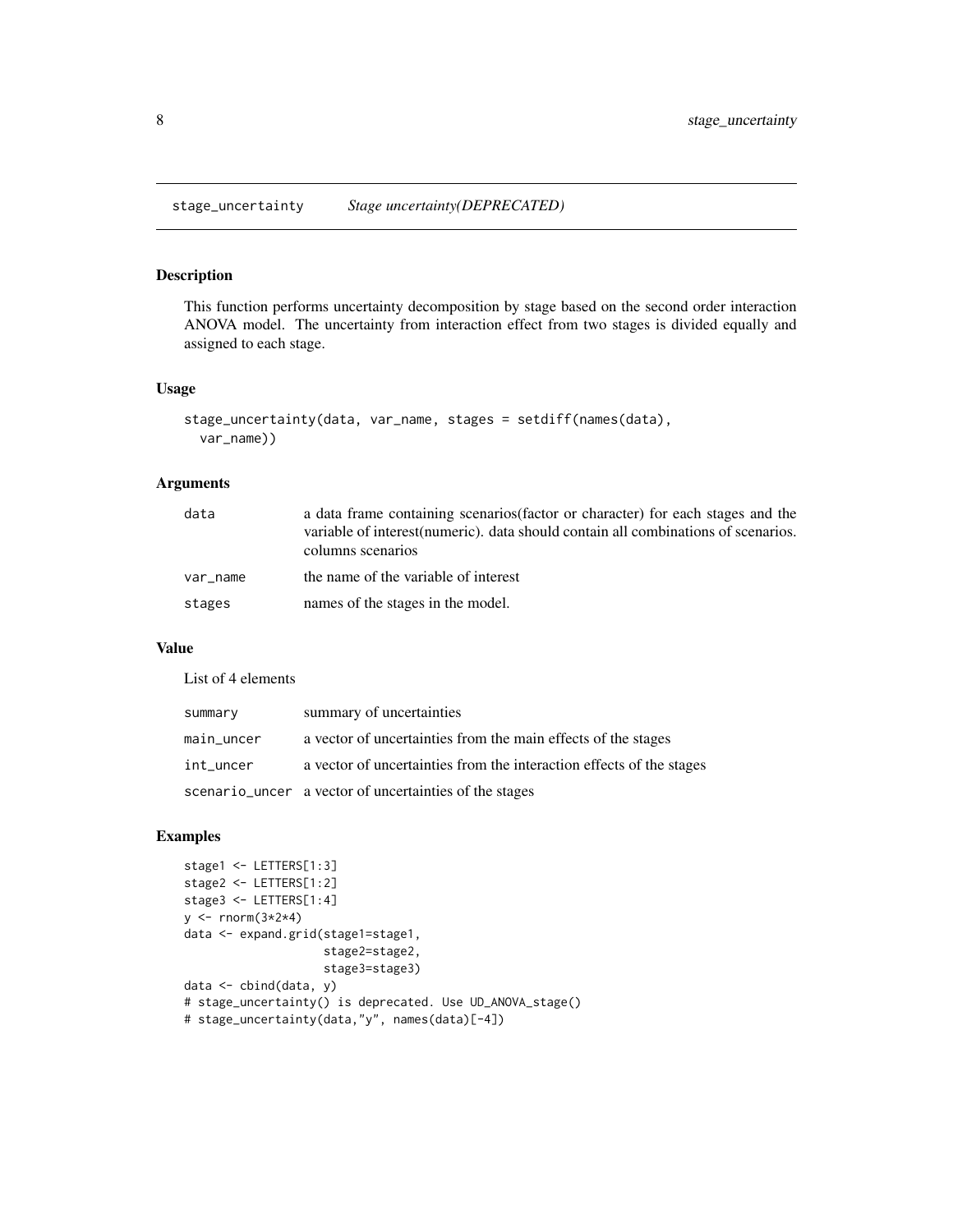## stage_uncertainty    *Stage uncertainty(DEPRECATED)*

### Description

This function performs uncertainty decomposition by stage based on the second order interaction ANOVA model. The uncertainty from interaction effect from two stages is divided equally and assigned to each stage.

### Usage

```
stage_uncertainty(data, var_name, stages = setdiff(names(data),
  var_name))
```

### Arguments

| | |
|---|---|
| data | a data frame containing scenarios(factor or character) for each stages and the variable of interest(numeric). data should contain all combinations of scenarios. columns scenarios |
| var_name | the name of the variable of interest |
| stages | names of the stages in the model. |

### Value

List of 4 elements

| | |
|---|---|
| summary | summary of uncertainties |
| main_uncer | a vector of uncertainties from the main effects of the stages |
| int_uncer | a vector of uncertainties from the interaction effects of the stages |
| scenario_uncer | a vector of uncertainties of the stages |

### Examples

```
stage1 <- LETTERS[1:3]
stage2 <- LETTERS[1:2]
stage3 <- LETTERS[1:4]
y <- rnorm(3*2*4)
data <- expand.grid(stage1=stage1,
                    stage2=stage2,
                    stage3=stage3)
data <- cbind(data, y)
# stage_uncertainty() is deprecated. Use UD_ANOVA_stage()
# stage_uncertainty(data,"y", names(data)[-4])
```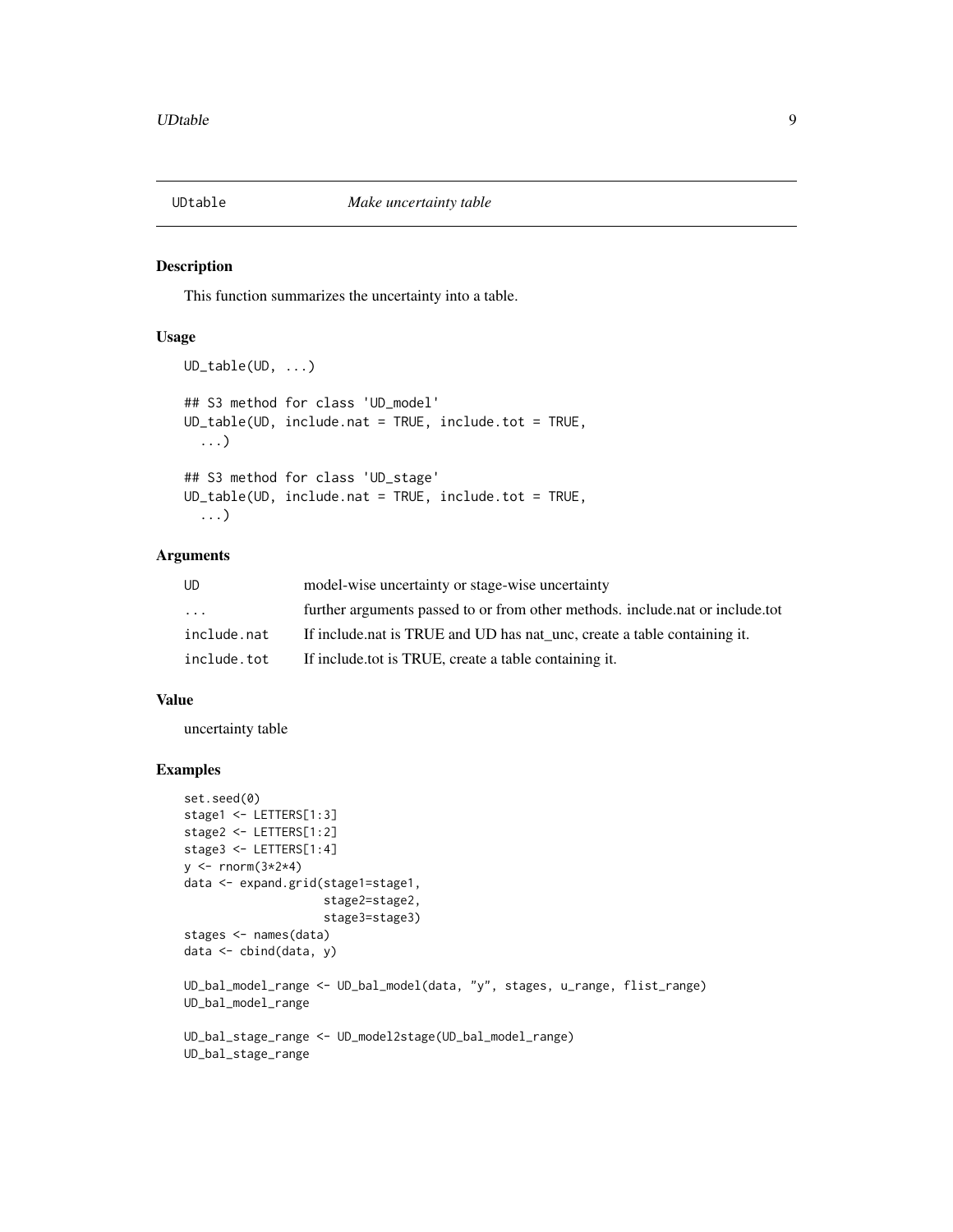## UDtable *Make uncertainty table*

### Description

This function summarizes the uncertainty into a table.

### Usage

```
UD_table(UD, ...)

## S3 method for class 'UD_model'
UD_table(UD, include.nat = TRUE, include.tot = TRUE,
  ...)

## S3 method for class 'UD_stage'
UD_table(UD, include.nat = TRUE, include.tot = TRUE,
  ...)
```

### Arguments

| | |
|---|---|
| UD | model-wise uncertainty or stage-wise uncertainty |
| ... | further arguments passed to or from other methods. include.nat or include.tot |
| include.nat | If include.nat is TRUE and UD has nat_unc, create a table containing it. |
| include.tot | If include.tot is TRUE, create a table containing it. |

### Value

uncertainty table

### Examples

```
set.seed(0)
stage1 <- LETTERS[1:3]
stage2 <- LETTERS[1:2]
stage3 <- LETTERS[1:4]
y <- rnorm(3*2*4)
data <- expand.grid(stage1=stage1,
                    stage2=stage2,
                    stage3=stage3)
stages <- names(data)
data <- cbind(data, y)

UD_bal_model_range <- UD_bal_model(data, "y", stages, u_range, flist_range)
UD_bal_model_range

UD_bal_stage_range <- UD_model2stage(UD_bal_model_range)
UD_bal_stage_range
```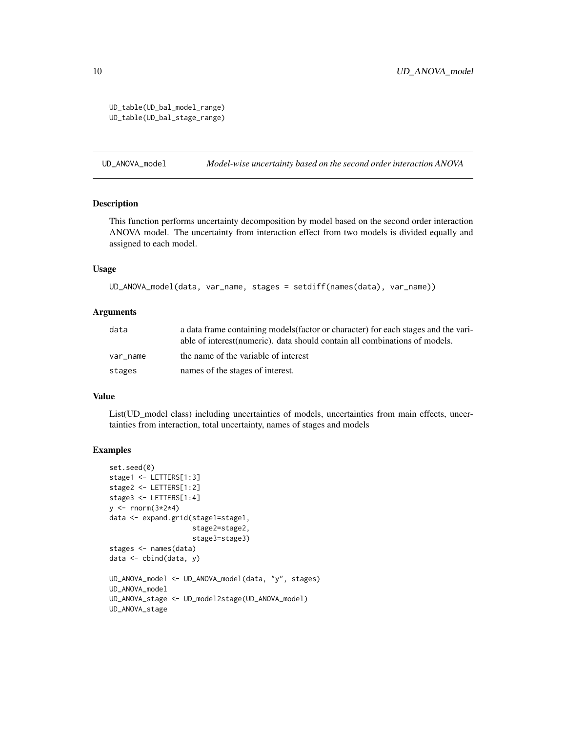```
UD_table(UD_bal_model_range)
UD_table(UD_bal_stage_range)
```

## UD_ANOVA_model — *Model-wise uncertainty based on the second order interaction ANOVA*

### Description

This function performs uncertainty decomposition by model based on the second order interaction ANOVA model. The uncertainty from interaction effect from two models is divided equally and assigned to each model.

### Usage

```
UD_ANOVA_model(data, var_name, stages = setdiff(names(data), var_name))
```

### Arguments

| | |
|---|---|
| data | a data frame containing models(factor or character) for each stages and the variable of interest(numeric). data should contain all combinations of models. |
| var_name | the name of the variable of interest |
| stages | names of the stages of interest. |

### Value

List(UD_model class) including uncertainties of models, uncertainties from main effects, uncertainties from interaction, total uncertainty, names of stages and models

### Examples

```
set.seed(0)
stage1 <- LETTERS[1:3]
stage2 <- LETTERS[1:2]
stage3 <- LETTERS[1:4]
y <- rnorm(3*2*4)
data <- expand.grid(stage1=stage1,
                    stage2=stage2,
                    stage3=stage3)
stages <- names(data)
data <- cbind(data, y)

UD_ANOVA_model <- UD_ANOVA_model(data, "y", stages)
UD_ANOVA_model
UD_ANOVA_stage <- UD_model2stage(UD_ANOVA_model)
UD_ANOVA_stage
```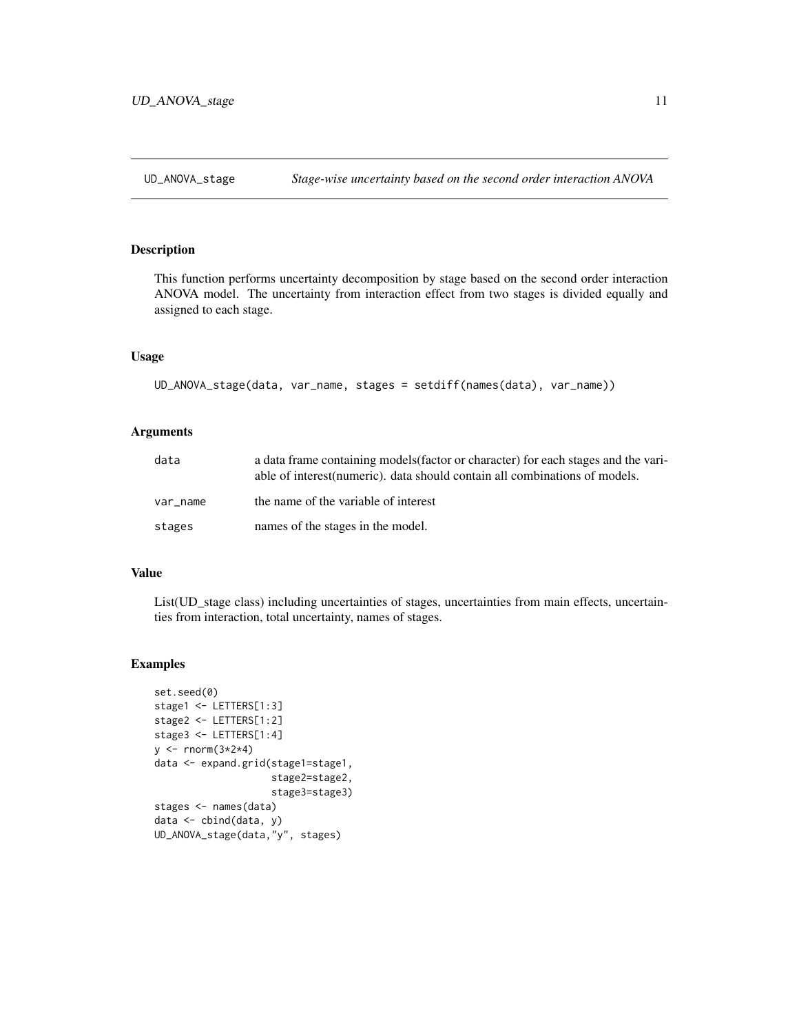# UD_ANOVA_stage — *Stage-wise uncertainty based on the second order interaction ANOVA*

## Description

This function performs uncertainty decomposition by stage based on the second order interaction ANOVA model. The uncertainty from interaction effect from two stages is divided equally and assigned to each stage.

## Usage

```
UD_ANOVA_stage(data, var_name, stages = setdiff(names(data), var_name))
```

## Arguments

| | |
|---|---|
| `data` | a data frame containing models(factor or character) for each stages and the variable of interest(numeric). data should contain all combinations of models. |
| `var_name` | the name of the variable of interest |
| `stages` | names of the stages in the model. |

## Value

List(UD_stage class) including uncertainties of stages, uncertainties from main effects, uncertainties from interaction, total uncertainty, names of stages.

## Examples

```
set.seed(0)
stage1 <- LETTERS[1:3]
stage2 <- LETTERS[1:2]
stage3 <- LETTERS[1:4]
y <- rnorm(3*2*4)
data <- expand.grid(stage1=stage1,
                    stage2=stage2,
                    stage3=stage3)
stages <- names(data)
data <- cbind(data, y)
UD_ANOVA_stage(data,"y", stages)
```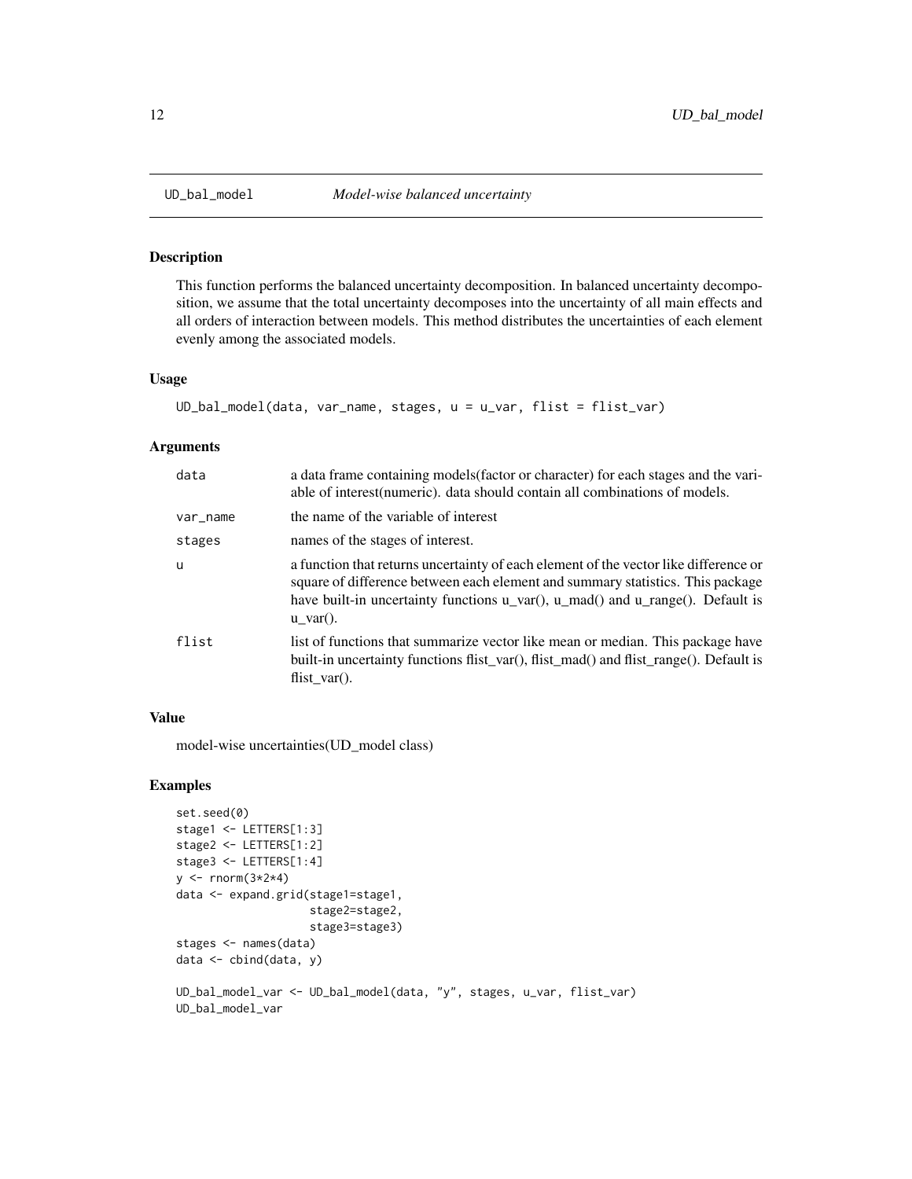# UD_bal_model — *Model-wise balanced uncertainty*

## Description

This function performs the balanced uncertainty decomposition. In balanced uncertainty decomposition, we assume that the total uncertainty decomposes into the uncertainty of all main effects and all orders of interaction between models. This method distributes the uncertainties of each element evenly among the associated models.

## Usage

```
UD_bal_model(data, var_name, stages, u = u_var, flist = flist_var)
```

## Arguments

| | |
|---|---|
| data | a data frame containing models(factor or character) for each stages and the variable of interest(numeric). data should contain all combinations of models. |
| var_name | the name of the variable of interest |
| stages | names of the stages of interest. |
| u | a function that returns uncertainty of each element of the vector like difference or square of difference between each element and summary statistics. This package have built-in uncertainty functions u_var(), u_mad() and u_range(). Default is u_var(). |
| flist | list of functions that summarize vector like mean or median. This package have built-in uncertainty functions flist_var(), flist_mad() and flist_range(). Default is flist_var(). |

## Value

model-wise uncertainties(UD_model class)

## Examples

```
set.seed(0)
stage1 <- LETTERS[1:3]
stage2 <- LETTERS[1:2]
stage3 <- LETTERS[1:4]
y <- rnorm(3*2*4)
data <- expand.grid(stage1=stage1,
                    stage2=stage2,
                    stage3=stage3)
stages <- names(data)
data <- cbind(data, y)

UD_bal_model_var <- UD_bal_model(data, "y", stages, u_var, flist_var)
UD_bal_model_var
```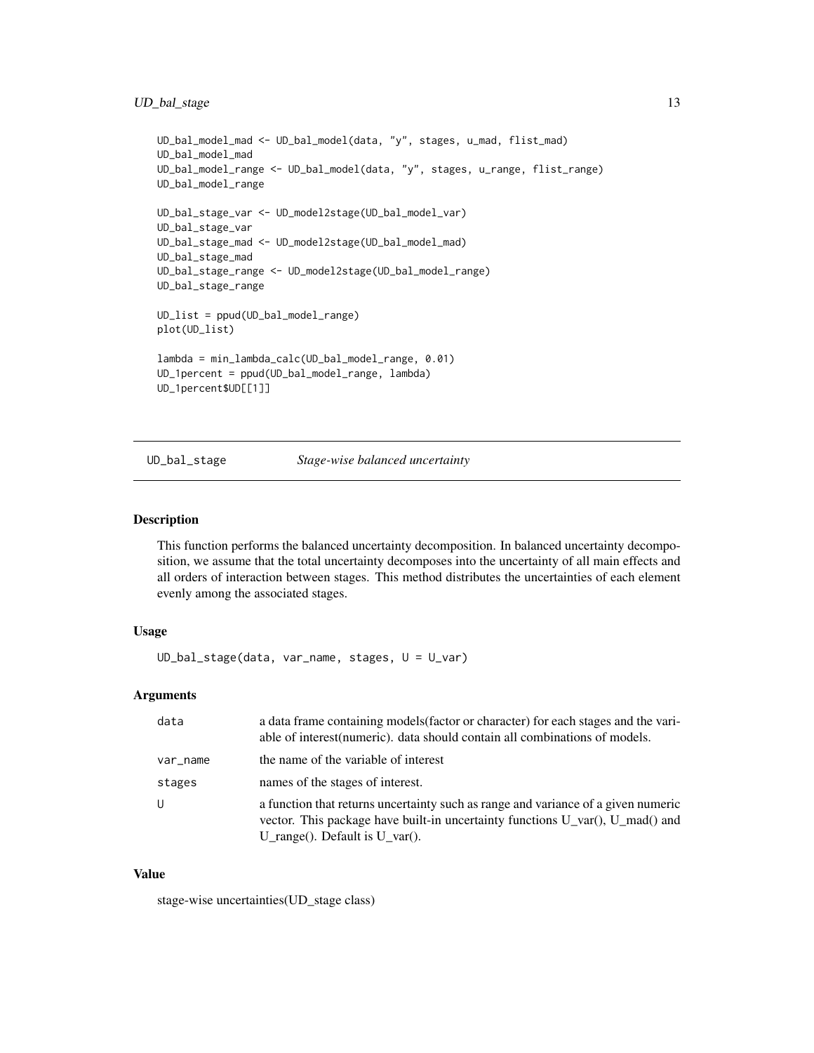```
UD_bal_model_mad <- UD_bal_model(data, "y", stages, u_mad, flist_mad)
UD_bal_model_mad
UD_bal_model_range <- UD_bal_model(data, "y", stages, u_range, flist_range)
UD_bal_model_range

UD_bal_stage_var <- UD_model2stage(UD_bal_model_var)
UD_bal_stage_var
UD_bal_stage_mad <- UD_model2stage(UD_bal_model_mad)
UD_bal_stage_mad
UD_bal_stage_range <- UD_model2stage(UD_bal_model_range)
UD_bal_stage_range

UD_list = ppud(UD_bal_model_range)
plot(UD_list)

lambda = min_lambda_calc(UD_bal_model_range, 0.01)
UD_1percent = ppud(UD_bal_model_range, lambda)
UD_1percent$UD[[1]]
```

## UD_bal_stage — *Stage-wise balanced uncertainty*

### Description

This function performs the balanced uncertainty decomposition. In balanced uncertainty decomposition, we assume that the total uncertainty decomposes into the uncertainty of all main effects and all orders of interaction between stages. This method distributes the uncertainties of each element evenly among the associated stages.

### Usage

```
UD_bal_stage(data, var_name, stages, U = U_var)
```

### Arguments

| | |
|---|---|
| data | a data frame containing models(factor or character) for each stages and the variable of interest(numeric). data should contain all combinations of models. |
| var_name | the name of the variable of interest |
| stages | names of the stages of interest. |
| U | a function that returns uncertainty such as range and variance of a given numeric vector. This package have built-in uncertainty functions U_var(), U_mad() and U_range(). Default is U_var(). |

### Value

stage-wise uncertainties(UD_stage class)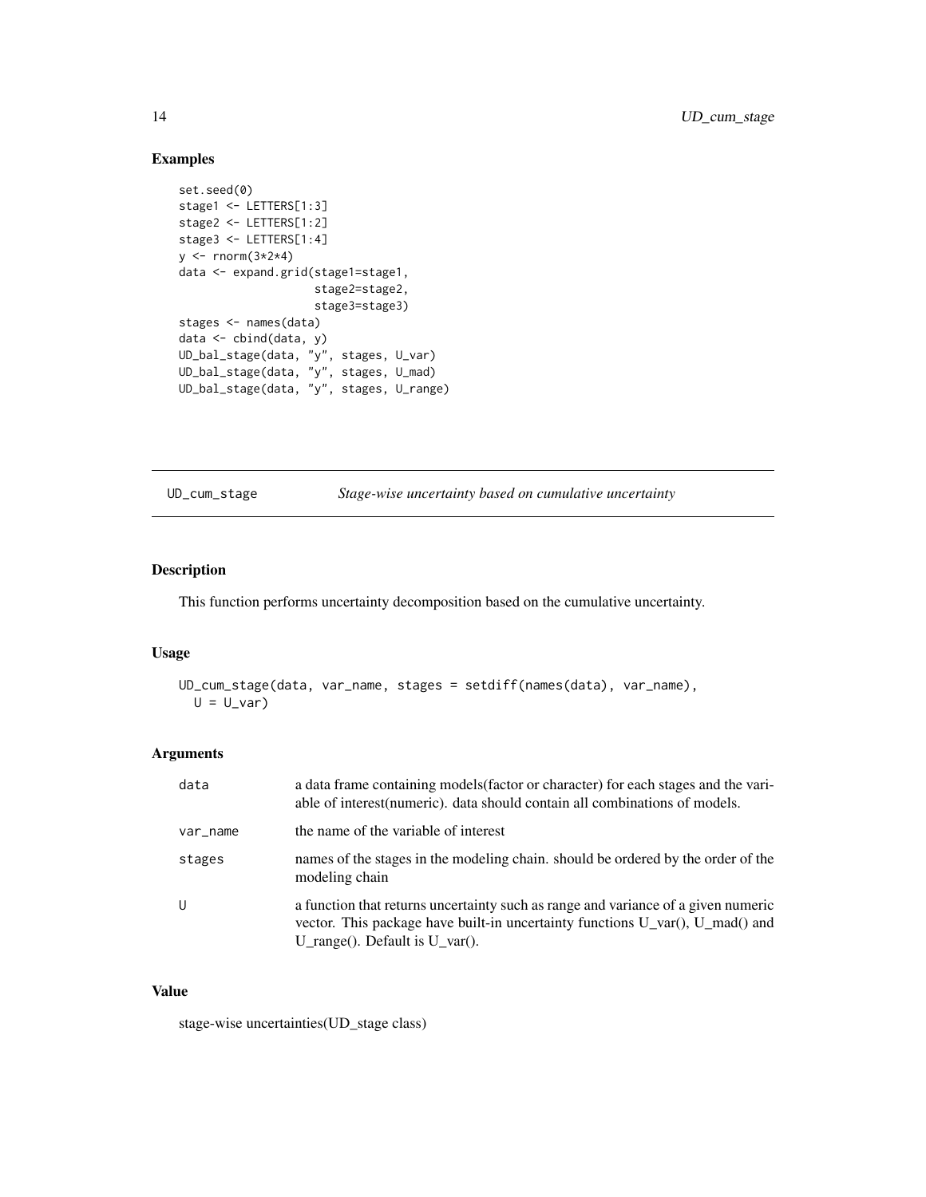### Examples

```
set.seed(0)
stage1 <- LETTERS[1:3]
stage2 <- LETTERS[1:2]
stage3 <- LETTERS[1:4]
y <- rnorm(3*2*4)
data <- expand.grid(stage1=stage1,
                    stage2=stage2,
                    stage3=stage3)
stages <- names(data)
data <- cbind(data, y)
UD_bal_stage(data, "y", stages, U_var)
UD_bal_stage(data, "y", stages, U_mad)
UD_bal_stage(data, "y", stages, U_range)
```

---

## UD_cum_stage — *Stage-wise uncertainty based on cumulative uncertainty*

---

### Description

This function performs uncertainty decomposition based on the cumulative uncertainty.

### Usage

```
UD_cum_stage(data, var_name, stages = setdiff(names(data), var_name),
  U = U_var)
```

### Arguments

| | |
|---|---|
| data | a data frame containing models(factor or character) for each stages and the variable of interest(numeric). data should contain all combinations of models. |
| var_name | the name of the variable of interest |
| stages | names of the stages in the modeling chain. should be ordered by the order of the modeling chain |
| U | a function that returns uncertainty such as range and variance of a given numeric vector. This package have built-in uncertainty functions U_var(), U_mad() and U_range(). Default is U_var(). |

### Value

stage-wise uncertainties(UD_stage class)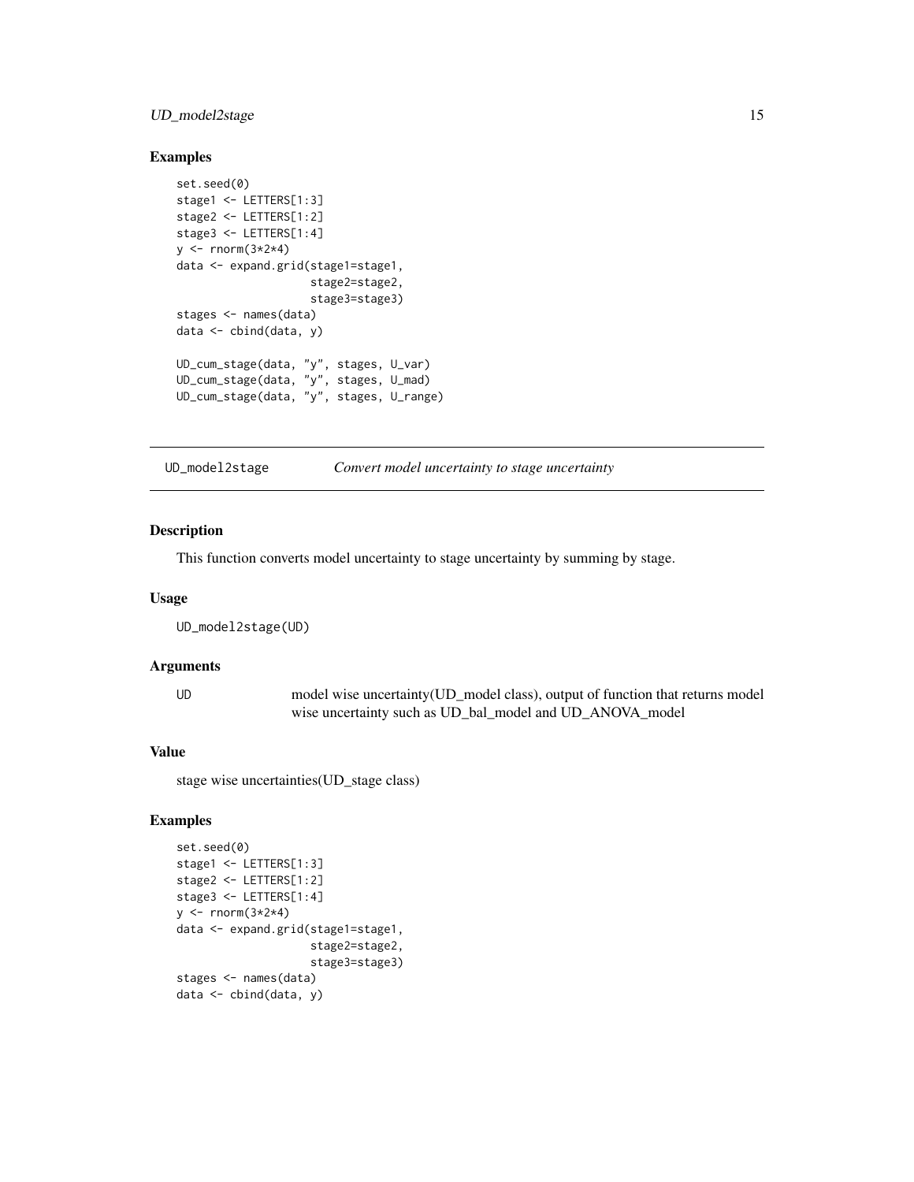## Examples

```
set.seed(0)
stage1 <- LETTERS[1:3]
stage2 <- LETTERS[1:2]
stage3 <- LETTERS[1:4]
y <- rnorm(3*2*4)
data <- expand.grid(stage1=stage1,
                    stage2=stage2,
                    stage3=stage3)
stages <- names(data)
data <- cbind(data, y)

UD_cum_stage(data, "y", stages, U_var)
UD_cum_stage(data, "y", stages, U_mad)
UD_cum_stage(data, "y", stages, U_range)
```

---

# UD_model2stage    *Convert model uncertainty to stage uncertainty*

---

## Description

This function converts model uncertainty to stage uncertainty by summing by stage.

## Usage

```
UD_model2stage(UD)
```

## Arguments

| | |
|---|---|
| UD | model wise uncertainty(UD_model class), output of function that returns model wise uncertainty such as UD_bal_model and UD_ANOVA_model |

## Value

stage wise uncertainties(UD_stage class)

## Examples

```
set.seed(0)
stage1 <- LETTERS[1:3]
stage2 <- LETTERS[1:2]
stage3 <- LETTERS[1:4]
y <- rnorm(3*2*4)
data <- expand.grid(stage1=stage1,
                    stage2=stage2,
                    stage3=stage3)
stages <- names(data)
data <- cbind(data, y)
```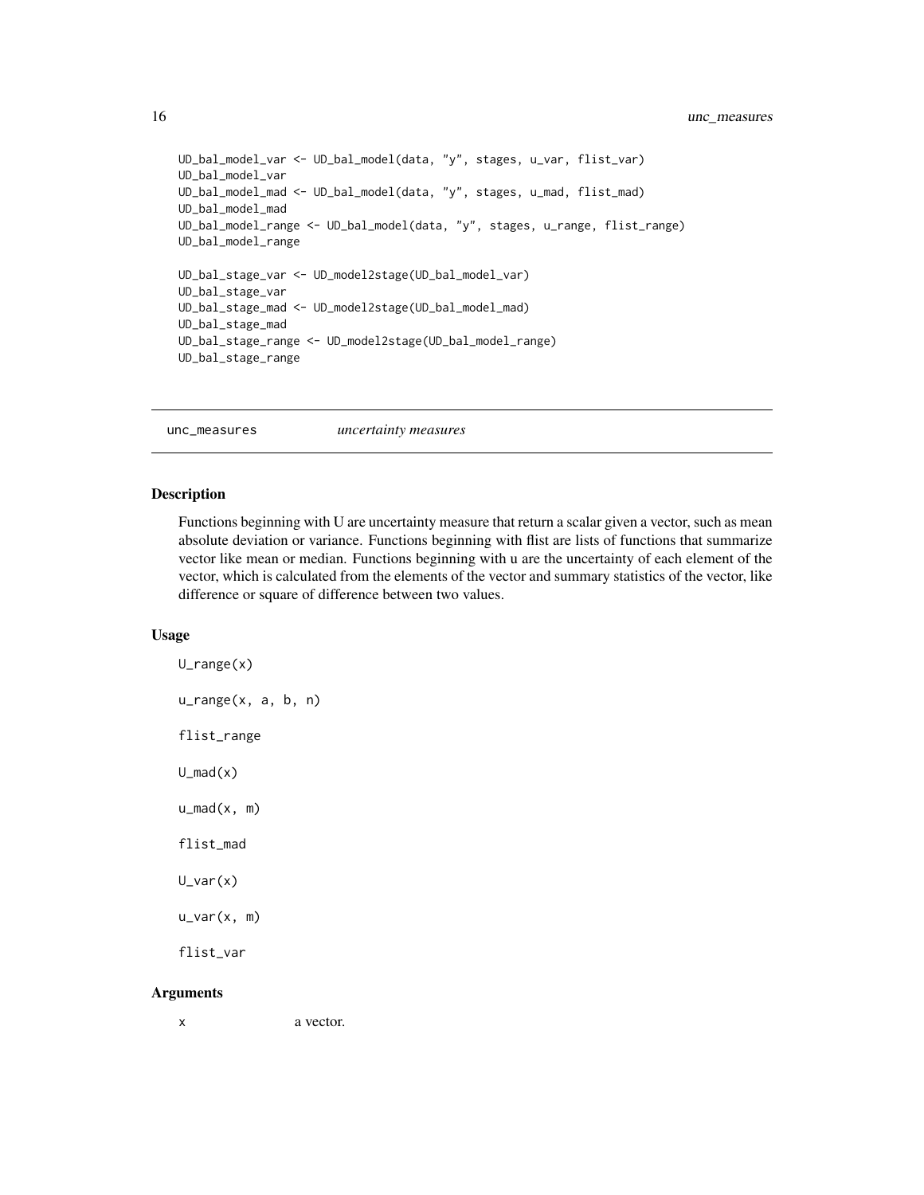```
UD_bal_model_var <- UD_bal_model(data, "y", stages, u_var, flist_var)
UD_bal_model_var
UD_bal_model_mad <- UD_bal_model(data, "y", stages, u_mad, flist_mad)
UD_bal_model_mad
UD_bal_model_range <- UD_bal_model(data, "y", stages, u_range, flist_range)
UD_bal_model_range

UD_bal_stage_var <- UD_model2stage(UD_bal_model_var)
UD_bal_stage_var
UD_bal_stage_mad <- UD_model2stage(UD_bal_model_mad)
UD_bal_stage_mad
UD_bal_stage_range <- UD_model2stage(UD_bal_model_range)
UD_bal_stage_range
```

---

## unc_measures — *uncertainty measures*

### Description

Functions beginning with U are uncertainty measure that return a scalar given a vector, such as mean absolute deviation or variance. Functions beginning with flist are lists of functions that summarize vector like mean or median. Functions beginning with u are the uncertainty of each element of the vector, which is calculated from the elements of the vector and summary statistics of the vector, like difference or square of difference between two values.

### Usage

```
U_range(x)

u_range(x, a, b, n)

flist_range

U_mad(x)

u_mad(x, m)

flist_mad

U_var(x)

u_var(x, m)

flist_var
```

### Arguments

| | |
|---|---|
| x | a vector. |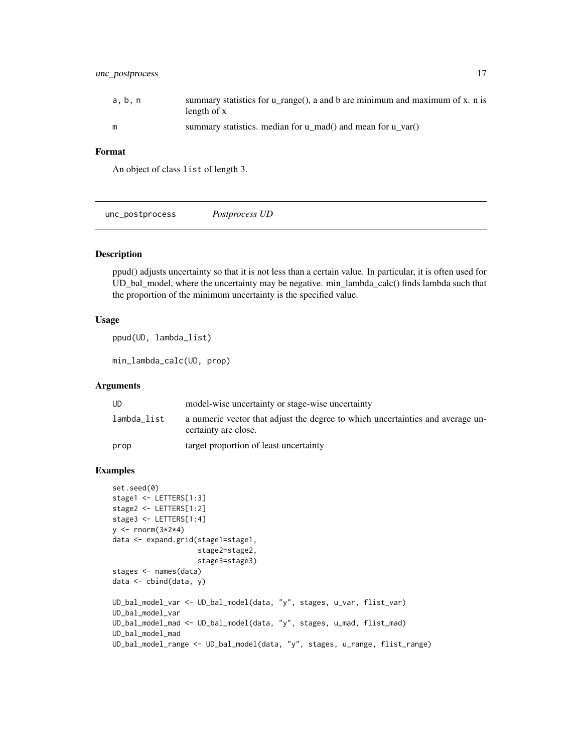| | |
|---|---|
| a, b, n | summary statistics for u_range(), a and b are minimum and maximum of x. n is length of x |
| m | summary statistics. median for u_mad() and mean for u_var() |

### Format

An object of class list of length 3.

---

## unc_postprocess *Postprocess UD*

### Description

ppud() adjusts uncertainty so that it is not less than a certain value. In particular, it is often used for UD_bal_model, where the uncertainty may be negative. min_lambda_calc() finds lambda such that the proportion of the minimum uncertainty is the specified value.

### Usage

```
ppud(UD, lambda_list)

min_lambda_calc(UD, prop)
```

### Arguments

| | |
|---|---|
| UD | model-wise uncertainty or stage-wise uncertainty |
| lambda_list | a numeric vector that adjust the degree to which uncertainties and average uncertainty are close. |
| prop | target proportion of least uncertainty |

### Examples

```
set.seed(0)
stage1 <- LETTERS[1:3]
stage2 <- LETTERS[1:2]
stage3 <- LETTERS[1:4]
y <- rnorm(3*2*4)
data <- expand.grid(stage1=stage1,
                    stage2=stage2,
                    stage3=stage3)
stages <- names(data)
data <- cbind(data, y)

UD_bal_model_var <- UD_bal_model(data, "y", stages, u_var, flist_var)
UD_bal_model_var
UD_bal_model_mad <- UD_bal_model(data, "y", stages, u_mad, flist_mad)
UD_bal_model_mad
UD_bal_model_range <- UD_bal_model(data, "y", stages, u_range, flist_range)
```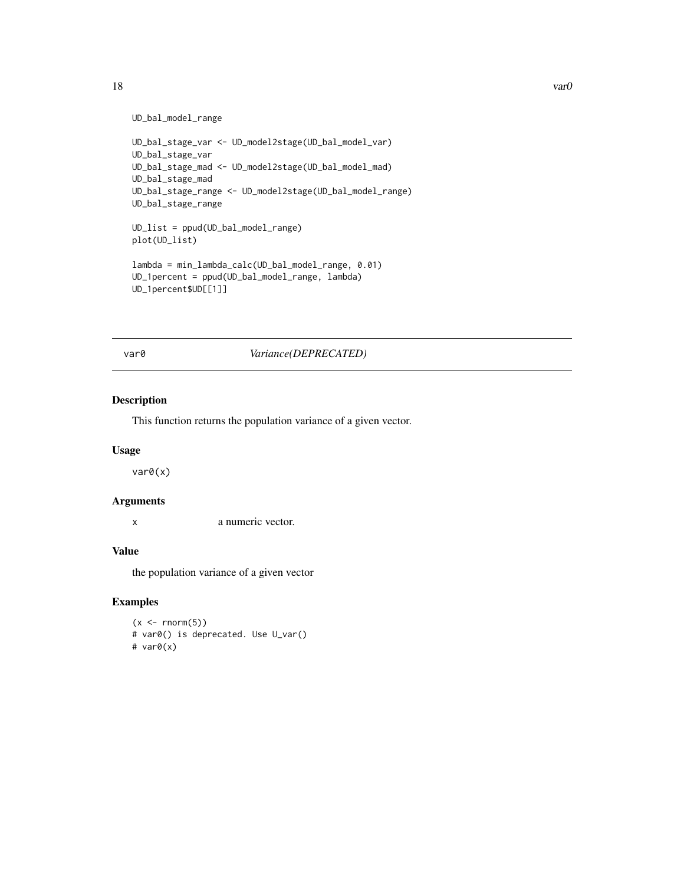```
UD_bal_model_range

UD_bal_stage_var <- UD_model2stage(UD_bal_model_var)
UD_bal_stage_var
UD_bal_stage_mad <- UD_model2stage(UD_bal_model_mad)
UD_bal_stage_mad
UD_bal_stage_range <- UD_model2stage(UD_bal_model_range)
UD_bal_stage_range

UD_list = ppud(UD_bal_model_range)
plot(UD_list)

lambda = min_lambda_calc(UD_bal_model_range, 0.01)
UD_1percent = ppud(UD_bal_model_range, lambda)
UD_1percent$UD[[1]]
```

## var0 — *Variance(DEPRECATED)*

### Description

This function returns the population variance of a given vector.

### Usage

```
var0(x)
```

### Arguments

| | |
|---|---|
| x | a numeric vector. |

### Value

the population variance of a given vector

### Examples

```
(x <- rnorm(5))
# var0() is deprecated. Use U_var()
# var0(x)
```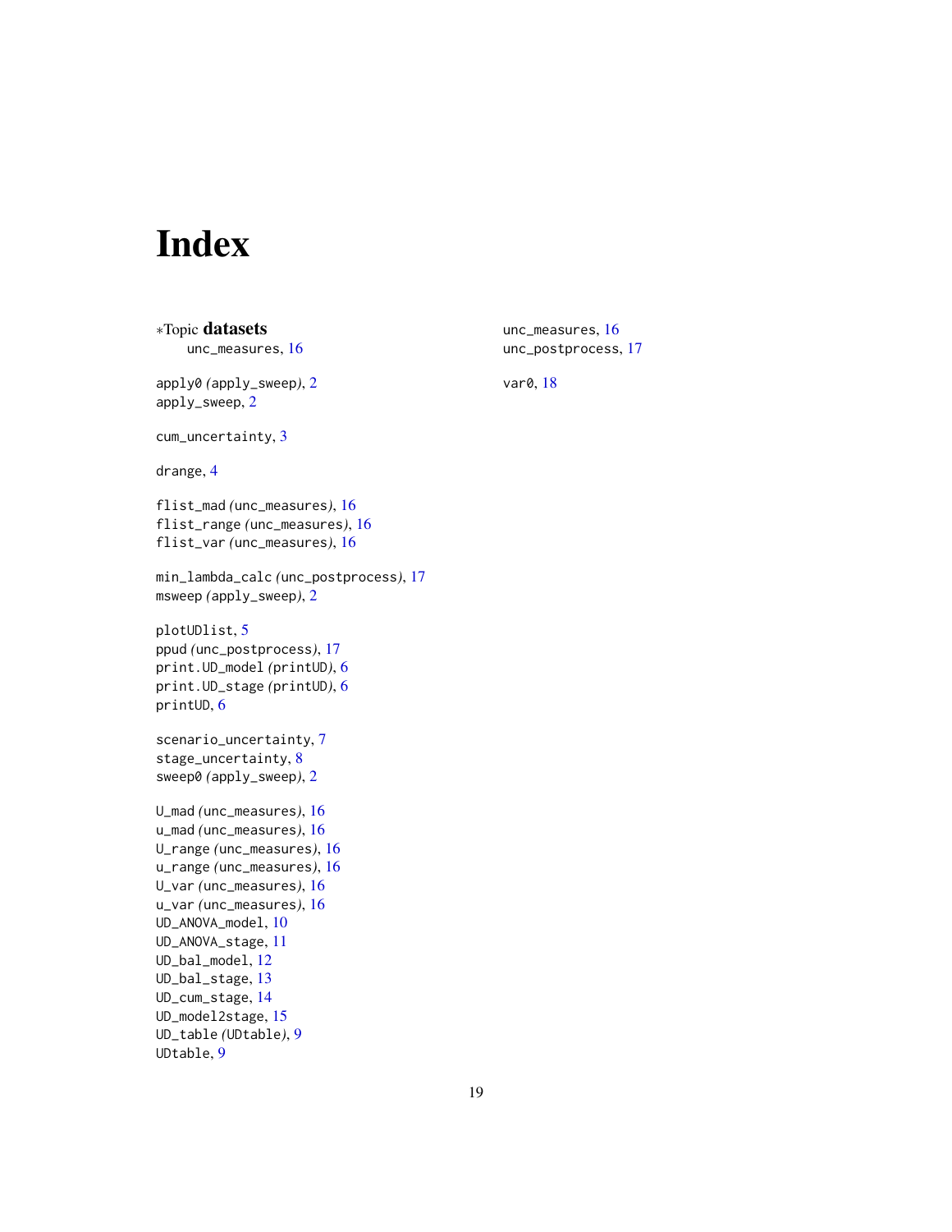# Index

*Topic **datasets**
    unc_measures, 16

apply0 *(apply_sweep)*, 2
apply_sweep, 2

cum_uncertainty, 3

drange, 4

flist_mad *(unc_measures)*, 16
flist_range *(unc_measures)*, 16
flist_var *(unc_measures)*, 16

min_lambda_calc *(unc_postprocess)*, 17
msweep *(apply_sweep)*, 2

plotUDlist, 5
ppud *(unc_postprocess)*, 17
print.UD_model *(printUD)*, 6
print.UD_stage *(printUD)*, 6
printUD, 6

scenario_uncertainty, 7
stage_uncertainty, 8
sweep0 *(apply_sweep)*, 2

U_mad *(unc_measures)*, 16
u_mad *(unc_measures)*, 16
U_range *(unc_measures)*, 16
u_range *(unc_measures)*, 16
U_var *(unc_measures)*, 16
u_var *(unc_measures)*, 16
UD_ANOVA_model, 10
UD_ANOVA_stage, 11
UD_bal_model, 12
UD_bal_stage, 13
UD_cum_stage, 14
UD_model2stage, 15
UD_table *(UDtable)*, 9
UDtable, 9
unc_measures, 16
unc_postprocess, 17

var0, 18